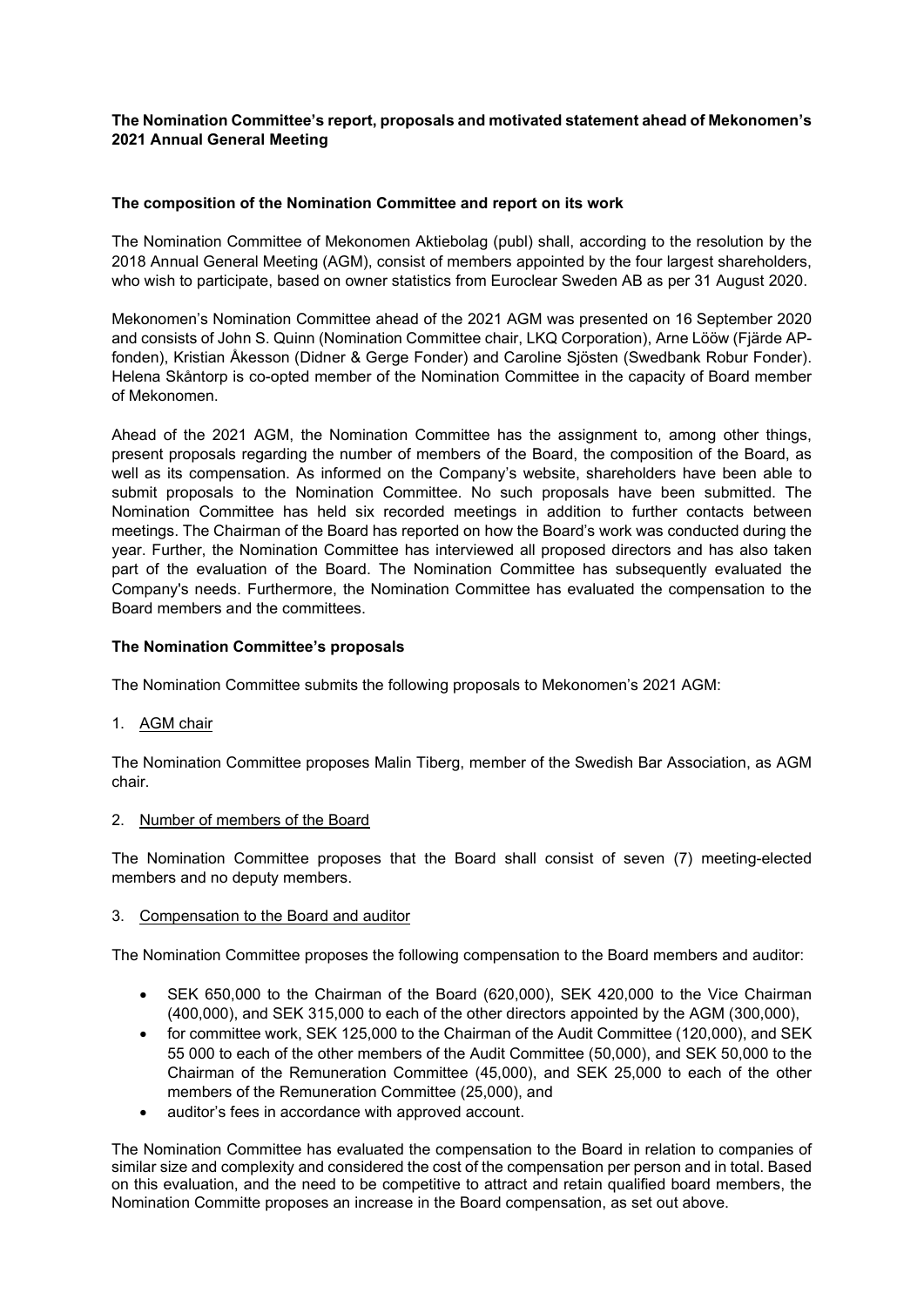**The Nomination Committee's report, proposals and motivated statement ahead of Mekonomen's 2021 Annual General Meeting**

**The composition of the Nomination Committee and report on its work**

The Nomination Committee of Mekonomen Aktiebolag (publ) shall, according to the resolution by the 2018 Annual General Meeting (AGM), consist of members appointed by the four largest shareholders, who wish to participate, based on owner statistics from Euroclear Sweden AB as per 31 August 2020.

Mekonomen's Nomination Committee ahead of the 2021 AGM was presented on 16 September 2020 and consists of John S. Quinn (Nomination Committee chair, LKQ Corporation), Arne Lööw (Fjärde AP-fonden), Kristian Åkesson (Didner & Gerge Fonder) and Caroline Sjösten (Swedbank Robur Fonder). Helena Skåntorp is co-opted member of the Nomination Committee in the capacity of Board member of Mekonomen.

Ahead of the 2021 AGM, the Nomination Committee has the assignment to, among other things, present proposals regarding the number of members of the Board, the composition of the Board, as well as its compensation. As informed on the Company's website, shareholders have been able to submit proposals to the Nomination Committee. No such proposals have been submitted. The Nomination Committee has held six recorded meetings in addition to further contacts between meetings. The Chairman of the Board has reported on how the Board's work was conducted during the year. Further, the Nomination Committee has interviewed all proposed directors and has also taken part of the evaluation of the Board. The Nomination Committee has subsequently evaluated the Company's needs. Furthermore, the Nomination Committee has evaluated the compensation to the Board members and the committees.

**The Nomination Committee's proposals**

The Nomination Committee submits the following proposals to Mekonomen's 2021 AGM:

1. AGM chair

The Nomination Committee proposes Malin Tiberg, member of the Swedish Bar Association, as AGM chair.

2. Number of members of the Board

The Nomination Committee proposes that the Board shall consist of seven (7) meeting-elected members and no deputy members.

3. Compensation to the Board and auditor

The Nomination Committee proposes the following compensation to the Board members and auditor:

- SEK 650,000 to the Chairman of the Board (620,000), SEK 420,000 to the Vice Chairman (400,000), and SEK 315,000 to each of the other directors appointed by the AGM (300,000),
- for committee work, SEK 125,000 to the Chairman of the Audit Committee (120,000), and SEK 55 000 to each of the other members of the Audit Committee (50,000), and SEK 50,000 to the Chairman of the Remuneration Committee (45,000), and SEK 25,000 to each of the other members of the Remuneration Committee (25,000), and
- auditor's fees in accordance with approved account.

The Nomination Committee has evaluated the compensation to the Board in relation to companies of similar size and complexity and considered the cost of the compensation per person and in total. Based on this evaluation, and the need to be competitive to attract and retain qualified board members, the Nomination Committe proposes an increase in the Board compensation, as set out above.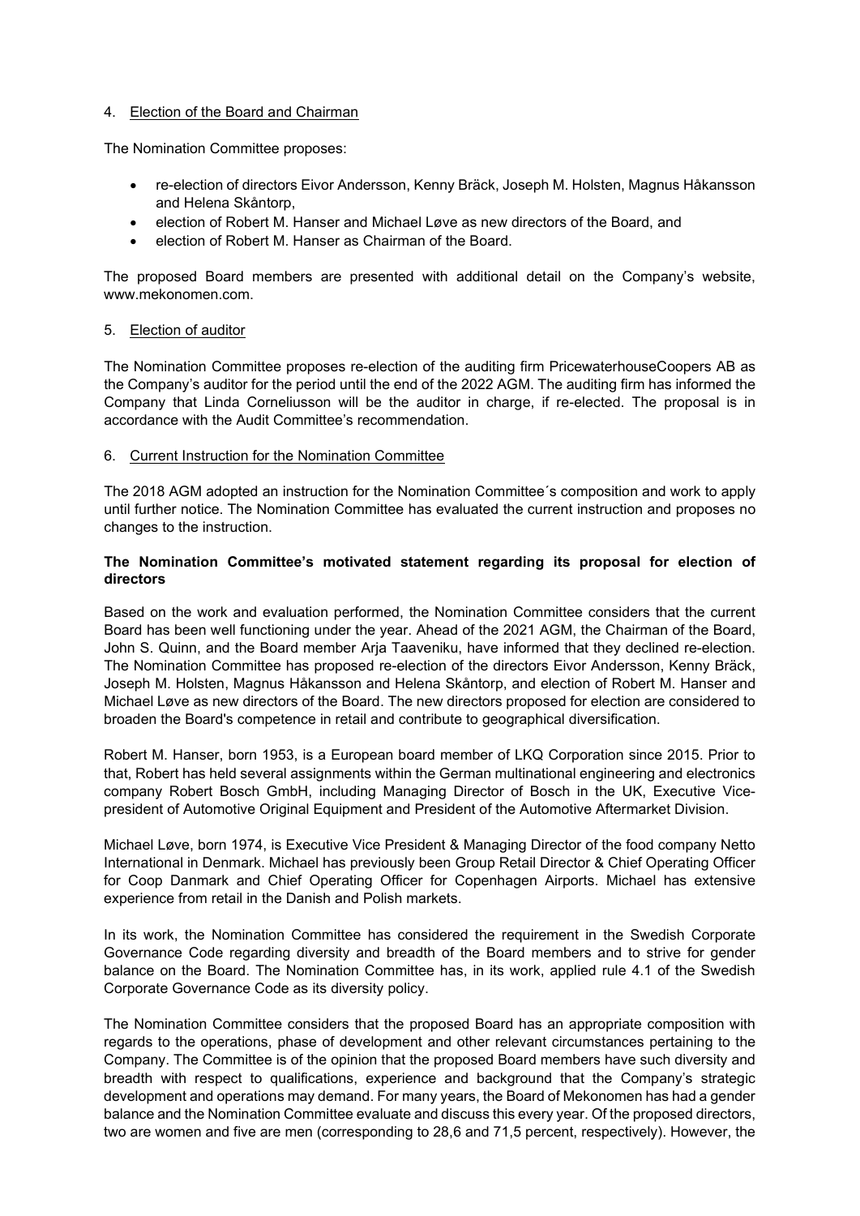4. Election of the Board and Chairman

The Nomination Committee proposes:

- re-election of directors Eivor Andersson, Kenny Bräck, Joseph M. Holsten, Magnus Håkansson and Helena Skåntorp,
- election of Robert M. Hanser and Michael Løve as new directors of the Board, and
- election of Robert M. Hanser as Chairman of the Board.

The proposed Board members are presented with additional detail on the Company's website, www.mekonomen.com.

5. Election of auditor

The Nomination Committee proposes re-election of the auditing firm PricewaterhouseCoopers AB as the Company's auditor for the period until the end of the 2022 AGM. The auditing firm has informed the Company that Linda Corneliusson will be the auditor in charge, if re-elected. The proposal is in accordance with the Audit Committee's recommendation.

6. Current Instruction for the Nomination Committee

The 2018 AGM adopted an instruction for the Nomination Committee´s composition and work to apply until further notice. The Nomination Committee has evaluated the current instruction and proposes no changes to the instruction.

**The Nomination Committee's motivated statement regarding its proposal for election of directors**

Based on the work and evaluation performed, the Nomination Committee considers that the current Board has been well functioning under the year. Ahead of the 2021 AGM, the Chairman of the Board, John S. Quinn, and the Board member Arja Taaveniku, have informed that they declined re-election. The Nomination Committee has proposed re-election of the directors Eivor Andersson, Kenny Bräck, Joseph M. Holsten, Magnus Håkansson and Helena Skåntorp, and election of Robert M. Hanser and Michael Løve as new directors of the Board. The new directors proposed for election are considered to broaden the Board's competence in retail and contribute to geographical diversification.

Robert M. Hanser, born 1953, is a European board member of LKQ Corporation since 2015. Prior to that, Robert has held several assignments within the German multinational engineering and electronics company Robert Bosch GmbH, including Managing Director of Bosch in the UK, Executive Vice-president of Automotive Original Equipment and President of the Automotive Aftermarket Division.

Michael Løve, born 1974, is Executive Vice President & Managing Director of the food company Netto International in Denmark. Michael has previously been Group Retail Director & Chief Operating Officer for Coop Danmark and Chief Operating Officer for Copenhagen Airports. Michael has extensive experience from retail in the Danish and Polish markets.

In its work, the Nomination Committee has considered the requirement in the Swedish Corporate Governance Code regarding diversity and breadth of the Board members and to strive for gender balance on the Board. The Nomination Committee has, in its work, applied rule 4.1 of the Swedish Corporate Governance Code as its diversity policy.

The Nomination Committee considers that the proposed Board has an appropriate composition with regards to the operations, phase of development and other relevant circumstances pertaining to the Company. The Committee is of the opinion that the proposed Board members have such diversity and breadth with respect to qualifications, experience and background that the Company's strategic development and operations may demand. For many years, the Board of Mekonomen has had a gender balance and the Nomination Committee evaluate and discuss this every year. Of the proposed directors, two are women and five are men (corresponding to 28,6 and 71,5 percent, respectively). However, the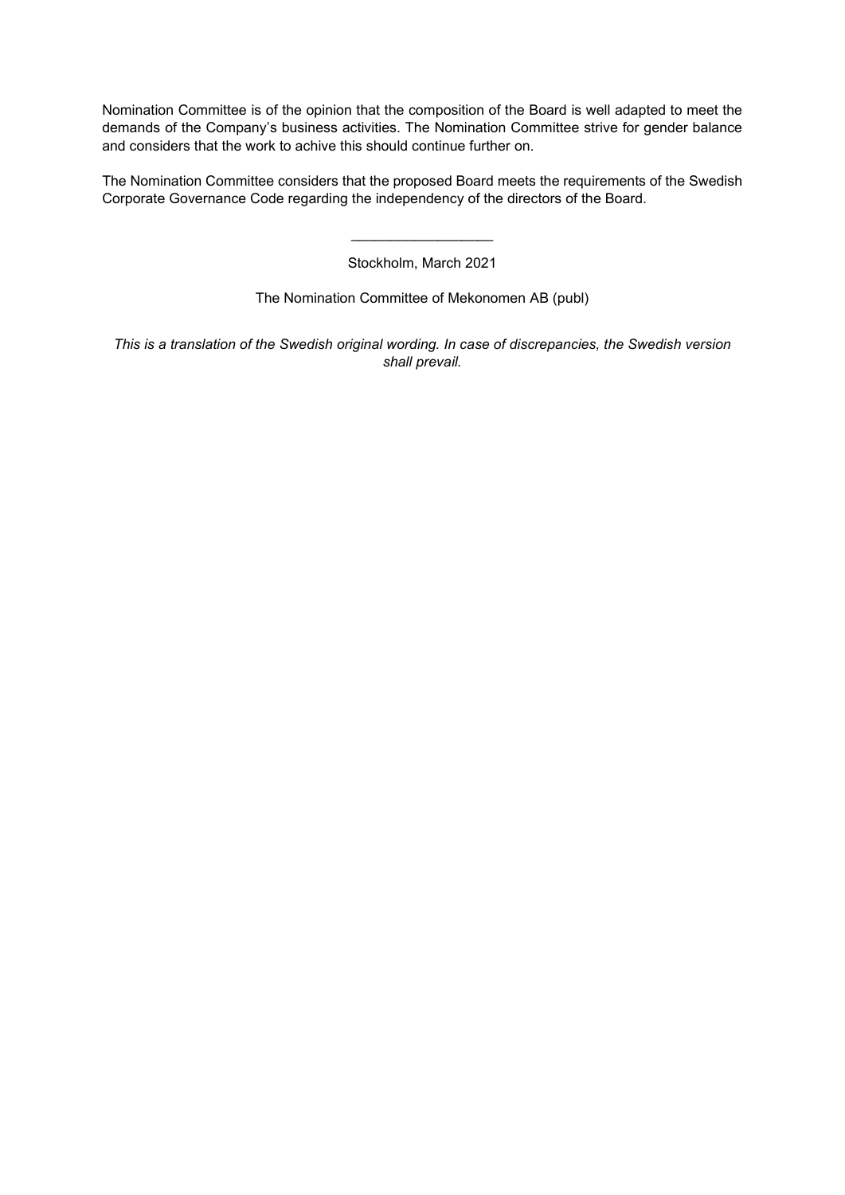Nomination Committee is of the opinion that the composition of the Board is well adapted to meet the demands of the Company's business activities. The Nomination Committee strive for gender balance and considers that the work to achive this should continue further on.

The Nomination Committee considers that the proposed Board meets the requirements of the Swedish Corporate Governance Code regarding the independency of the directors of the Board.

\_\_\_\_\_\_\_\_\_\_\_\_\_\_\_\_\_\_

Stockholm, March 2021

The Nomination Committee of Mekonomen AB (publ)

*This is a translation of the Swedish original wording. In case of discrepancies, the Swedish version shall prevail.*